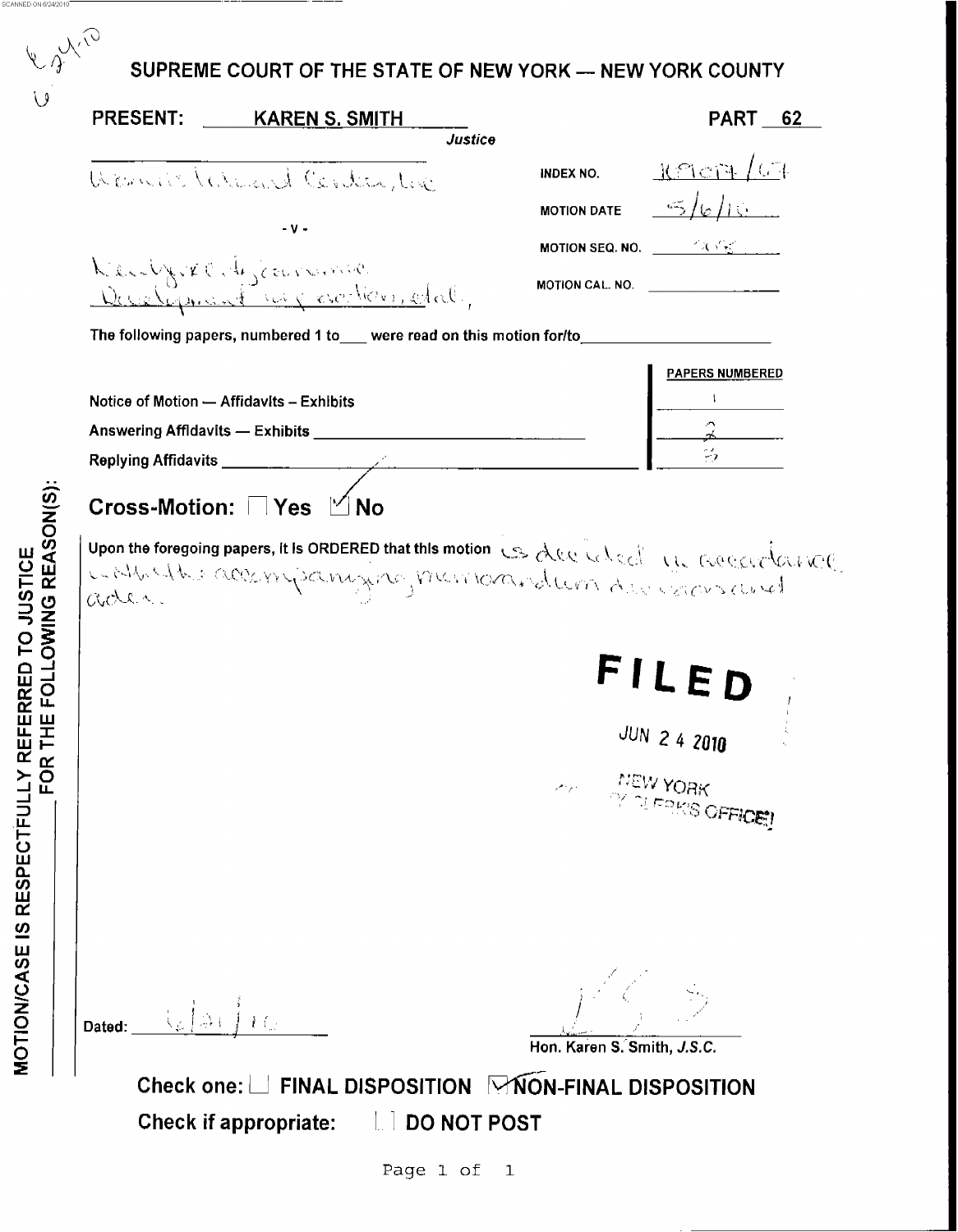SCANNED ON 6/24/2010

6.24.10
U

# SUPREME COURT OF THE STATE OF NEW YORK — NEW YORK COUNTY

**PRESENT:** KAREN S. SMITH, *Justice* **PART** 62

Women's Medical Center, Inc.

- v -

Kentucky Economic Development Corporation, et al.,

INDEX NO. 109019/09

MOTION DATE 5/6/10

MOTION SEQ. NO. 005

MOTION CAL. NO.

The following papers, numbered 1 to ___ were read on this motion for/to ___

| | PAPERS NUMBERED |
|---|---|
| Notice of Motion — Affidavits – Exhibits | 1 |
| Answering Affidavits — Exhibits | 2 |
| Replying Affidavits | 3 |

**Cross-Motion:** ☐ Yes ☑ No

Upon the foregoing papers, it is ORDERED that this motion is decided in accordance with the accompanying memorandum decision and order.

MOTION/CASE IS RESPECTFULLY REFERRED TO JUSTICE FOR THE FOLLOWING REASON(S):

**FILED**

JUN 24 2010

NEW YORK COUNTY CLERK'S OFFICE

Dated: 6/21/10

Hon. Karen S. Smith, J.S.C.

**Check one:** ☐ **FINAL DISPOSITION** ☑ **NON-FINAL DISPOSITION**

**Check if appropriate:** ☐ **DO NOT POST**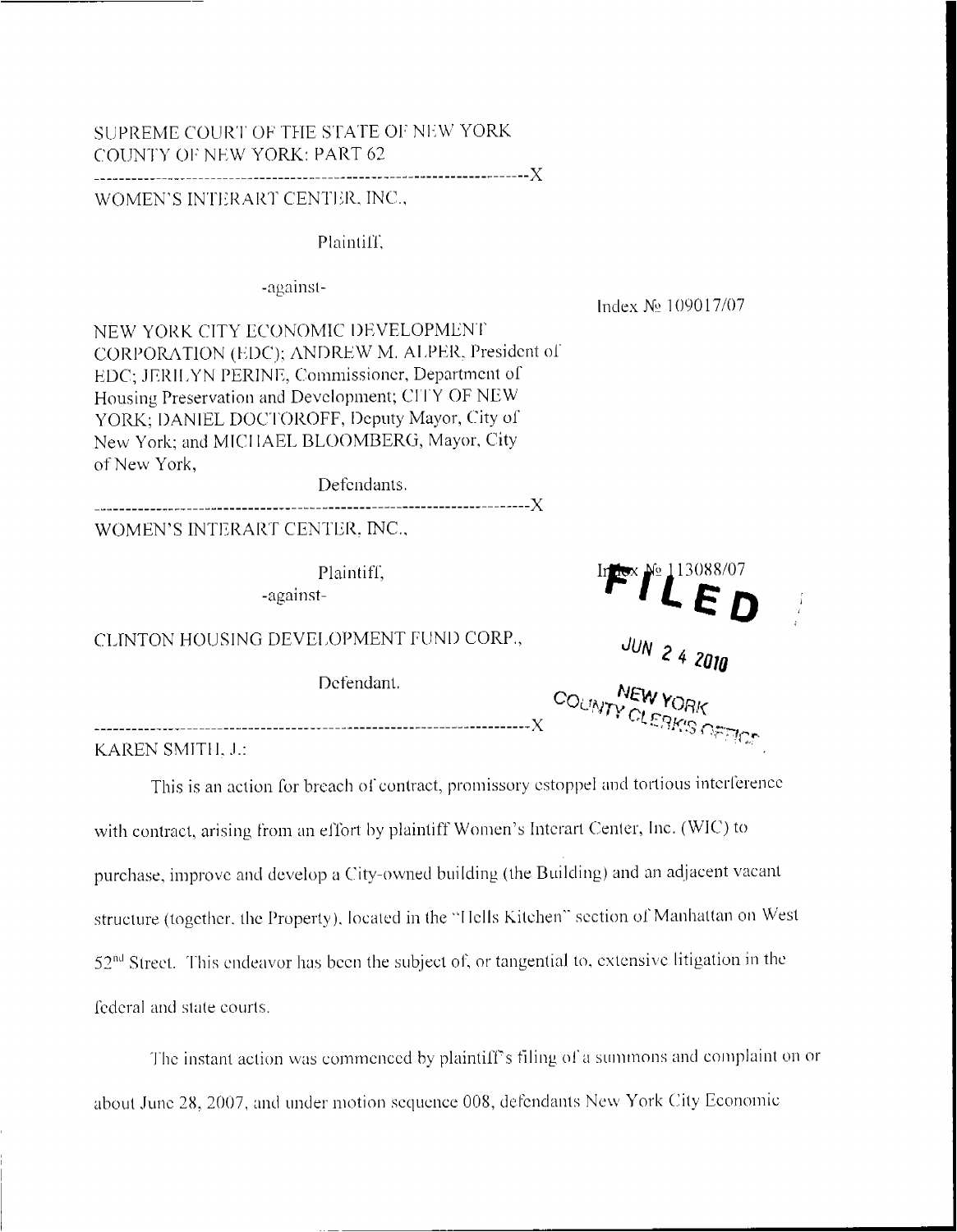SUPREME COURT OF THE STATE OF NEW YORK
COUNTY OF NEW YORK: PART 62

---X

WOMEN'S INTERART CENTER, INC.,

Plaintiff,

-against-

Index № 109017/07

NEW YORK CITY ECONOMIC DEVELOPMENT CORPORATION (EDC); ANDREW M. ALPER, President of EDC; JERILYN PERINE, Commissioner, Department of Housing Preservation and Development; CITY OF NEW YORK; DANIEL DOCTOROFF, Deputy Mayor, City of New York; and MICHAEL BLOOMBERG, Mayor, City of New York,

Defendants.

---X

WOMEN'S INTERART CENTER, INC.,

Plaintiff,

-against-

Index № 113088/07

CLINTON HOUSING DEVELOPMENT FUND CORP.,

Defendant.

**FILED**
JUN 24 2010
NEW YORK COUNTY CLERK'S OFFICE

---X

KAREN SMITH, J.:

This is an action for breach of contract, promissory estoppel and tortious interference with contract, arising from an effort by plaintiff Women's Interart Center, Inc. (WIC) to purchase, improve and develop a City-owned building (the Building) and an adjacent vacant structure (together, the Property), located in the "Hells Kitchen" section of Manhattan on West 52nd Street. This endeavor has been the subject of, or tangential to, extensive litigation in the federal and state courts.

The instant action was commenced by plaintiff's filing of a summons and complaint on or about June 28, 2007, and under motion sequence 008, defendants New York City Economic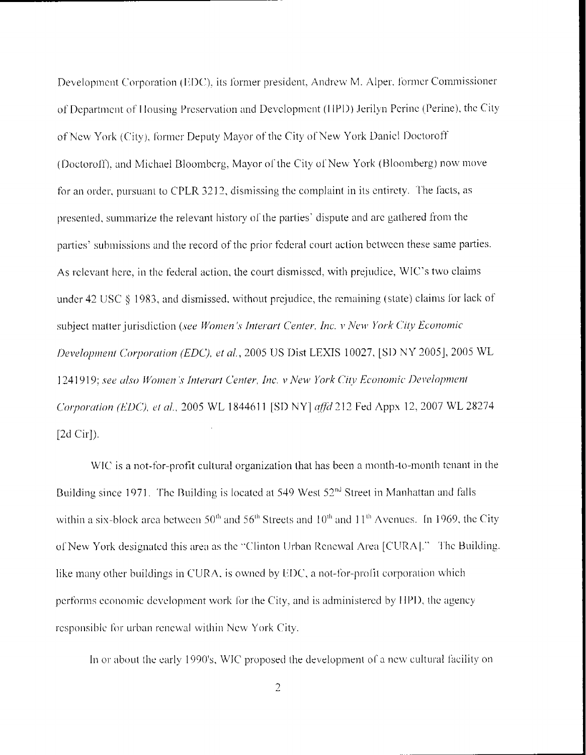Development Corporation (EDC), its former president, Andrew M. Alper, former Commissioner of Department of Housing Preservation and Development (HPD) Jerilyn Perine (Perine), the City of New York (City), former Deputy Mayor of the City of New York Daniel Doctoroff (Doctoroff), and Michael Bloomberg, Mayor of the City of New York (Bloomberg) now move for an order, pursuant to CPLR 3212, dismissing the complaint in its entirety. The facts, as presented, summarize the relevant history of the parties' dispute and are gathered from the parties' submissions and the record of the prior federal court action between these same parties. As relevant here, in the federal action, the court dismissed, with prejudice, WIC's two claims under 42 USC § 1983, and dismissed, without prejudice, the remaining (state) claims for lack of subject matter jurisdiction (*see Women's Interart Center, Inc. v New York City Economic Development Corporation (EDC), et al.*, 2005 US Dist LEXIS 10027, [SD NY 2005], 2005 WL 1241919; *see also Women's Interart Center, Inc. v New York City Economic Development Corporation (EDC), et al.*, 2005 WL 1844611 [SD NY] *affd* 212 Fed Appx 12, 2007 WL 28274 [2d Cir]).

WIC is a not-for-profit cultural organization that has been a month-to-month tenant in the Building since 1971. The Building is located at 549 West 52nd Street in Manhattan and falls within a six-block area between 50th and 56th Streets and 10th and 11th Avenues. In 1969, the City of New York designated this area as the "Clinton Urban Renewal Area [CURA]." The Building, like many other buildings in CURA, is owned by EDC, a not-for-profit corporation which performs economic development work for the City, and is administered by HPD, the agency responsible for urban renewal within New York City.

In or about the early 1990's, WIC proposed the development of a new cultural facility on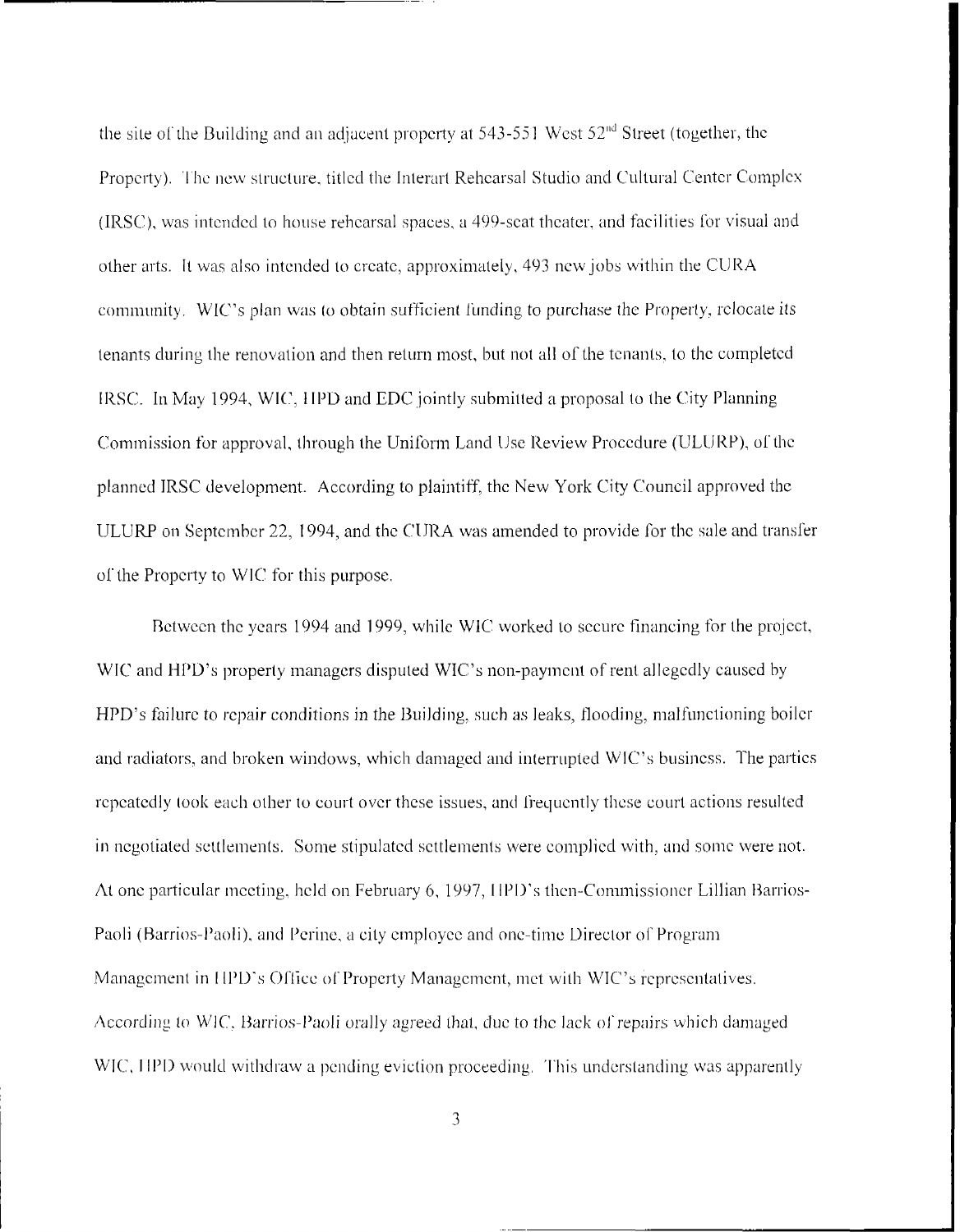the site of the Building and an adjacent property at 543-551 West 52nd Street (together, the Property). The new structure, titled the Interart Rehearsal Studio and Cultural Center Complex (IRSC), was intended to house rehearsal spaces, a 499-seat theater, and facilities for visual and other arts. It was also intended to create, approximately, 493 new jobs within the CURA community. WIC's plan was to obtain sufficient funding to purchase the Property, relocate its tenants during the renovation and then return most, but not all of the tenants, to the completed IRSC. In May 1994, WIC, HPD and EDC jointly submitted a proposal to the City Planning Commission for approval, through the Uniform Land Use Review Procedure (ULURP), of the planned IRSC development. According to plaintiff, the New York City Council approved the ULURP on September 22, 1994, and the CURA was amended to provide for the sale and transfer of the Property to WIC for this purpose.

Between the years 1994 and 1999, while WIC worked to secure financing for the project, WIC and HPD's property managers disputed WIC's non-payment of rent allegedly caused by HPD's failure to repair conditions in the Building, such as leaks, flooding, malfunctioning boiler and radiators, and broken windows, which damaged and interrupted WIC's business. The parties repeatedly took each other to court over these issues, and frequently these court actions resulted in negotiated settlements. Some stipulated settlements were complied with, and some were not. At one particular meeting, held on February 6, 1997, HPD's then-Commissioner Lillian Barrios-Paoli (Barrios-Paoli), and Perine, a city employee and one-time Director of Program Management in HPD's Office of Property Management, met with WIC's representatives. According to WIC, Barrios-Paoli orally agreed that, due to the lack of repairs which damaged WIC, HPD would withdraw a pending eviction proceeding. This understanding was apparently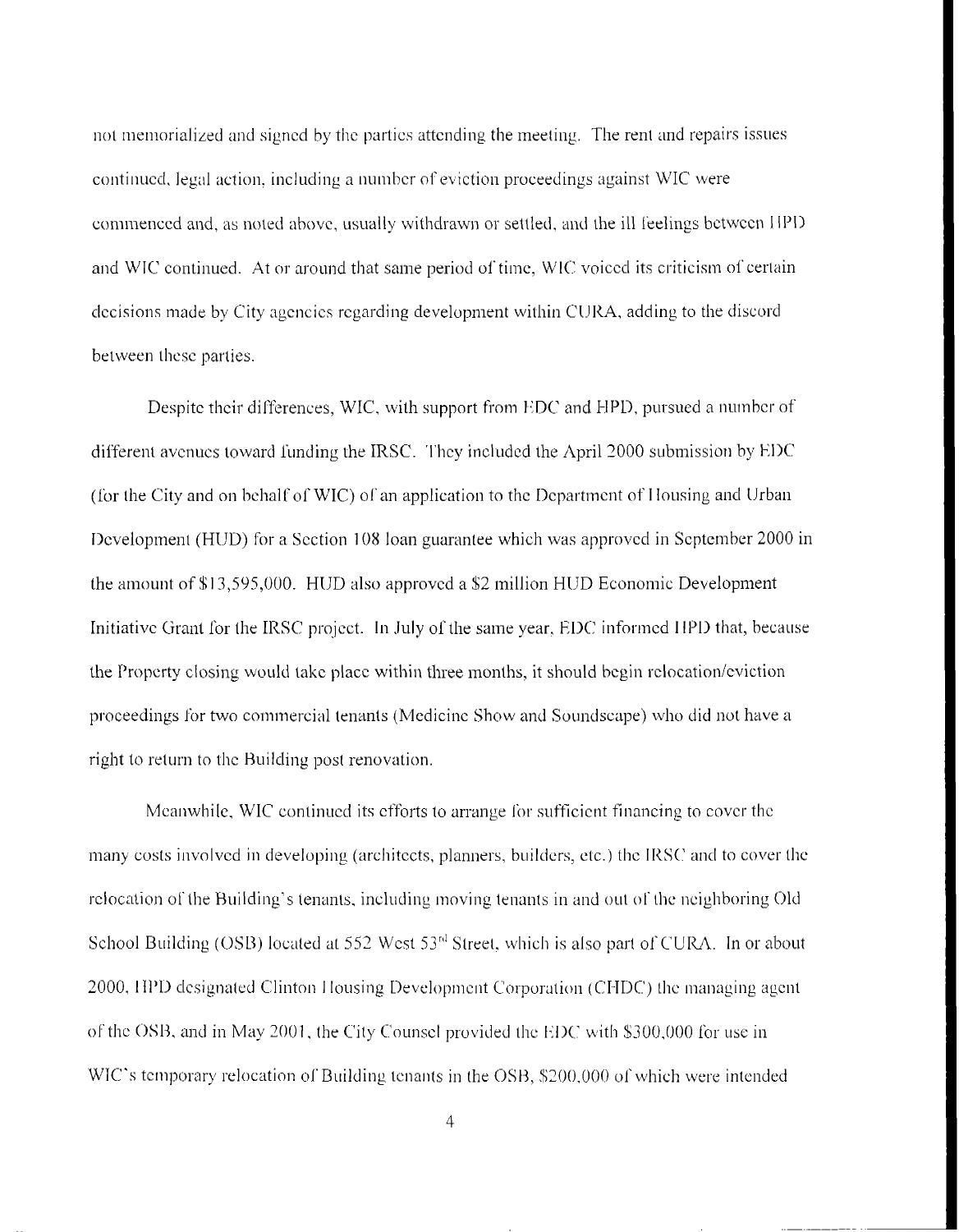not memorialized and signed by the parties attending the meeting. The rent and repairs issues continued, legal action, including a number of eviction proceedings against WIC were commenced and, as noted above, usually withdrawn or settled, and the ill feelings between HPD and WIC continued. At or around that same period of time, WIC voiced its criticism of certain decisions made by City agencies regarding development within CURA, adding to the discord between these parties.

Despite their differences, WIC, with support from EDC and HPD, pursued a number of different avenues toward funding the IRSC. They included the April 2000 submission by EDC (for the City and on behalf of WIC) of an application to the Department of Housing and Urban Development (HUD) for a Section 108 loan guarantee which was approved in September 2000 in the amount of $13,595,000. HUD also approved a $2 million HUD Economic Development Initiative Grant for the IRSC project. In July of the same year, EDC informed HPD that, because the Property closing would take place within three months, it should begin relocation/eviction proceedings for two commercial tenants (Medicine Show and Soundscape) who did not have a right to return to the Building post renovation.

Meanwhile, WIC continued its efforts to arrange for sufficient financing to cover the many costs involved in developing (architects, planners, builders, etc.) the IRSC and to cover the relocation of the Building's tenants, including moving tenants in and out of the neighboring Old School Building (OSB) located at 552 West 53rd Street, which is also part of CURA. In or about 2000, HPD designated Clinton Housing Development Corporation (CHDC) the managing agent of the OSB, and in May 2001, the City Counsel provided the EDC with $300,000 for use in WIC's temporary relocation of Building tenants in the OSB, $200,000 of which were intended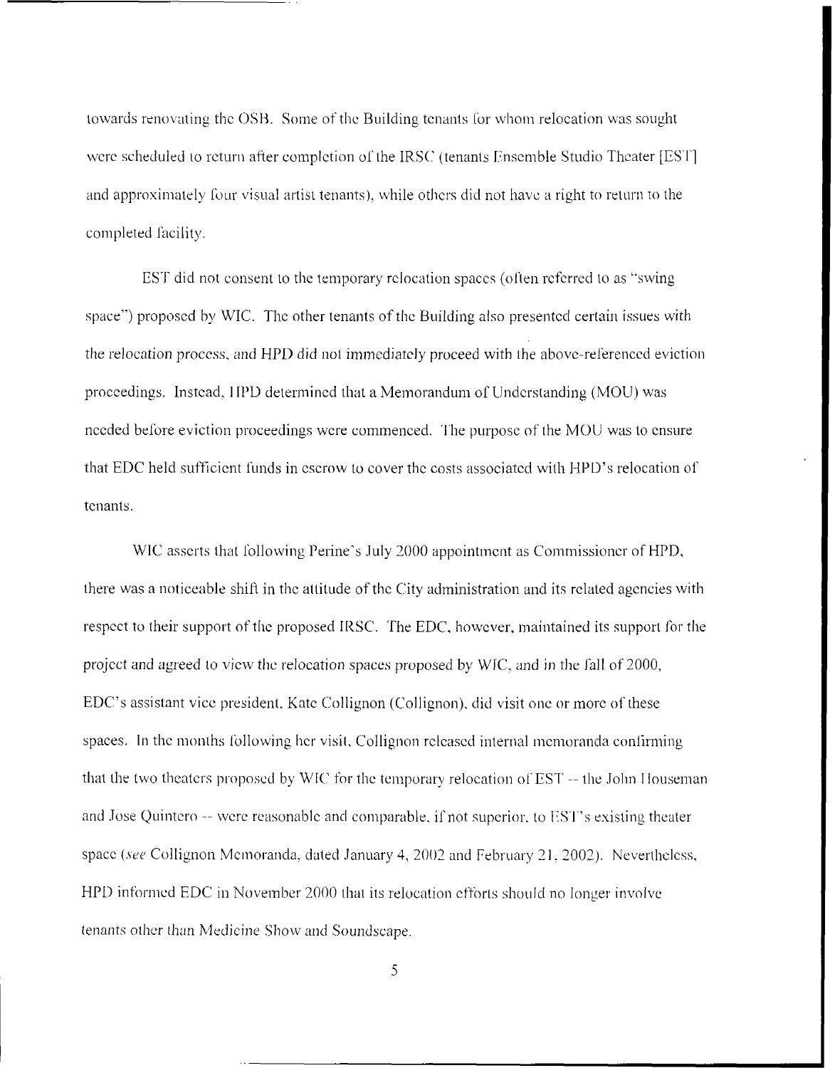towards renovating the OSB. Some of the Building tenants for whom relocation was sought were scheduled to return after completion of the IRSC (tenants Ensemble Studio Theater [EST] and approximately four visual artist tenants), while others did not have a right to return to the completed facility.

EST did not consent to the temporary relocation spaces (often referred to as "swing space") proposed by WIC. The other tenants of the Building also presented certain issues with the relocation process, and HPD did not immediately proceed with the above-referenced eviction proceedings. Instead, HPD determined that a Memorandum of Understanding (MOU) was needed before eviction proceedings were commenced. The purpose of the MOU was to ensure that EDC held sufficient funds in escrow to cover the costs associated with HPD's relocation of tenants.

WIC asserts that following Perine's July 2000 appointment as Commissioner of HPD, there was a noticeable shift in the attitude of the City administration and its related agencies with respect to their support of the proposed IRSC. The EDC, however, maintained its support for the project and agreed to view the relocation spaces proposed by WIC, and in the fall of 2000, EDC's assistant vice president, Kate Collignon (Collignon), did visit one or more of these spaces. In the months following her visit, Collignon released internal memoranda confirming that the two theaters proposed by WIC for the temporary relocation of EST -- the John Houseman and Jose Quintero -- were reasonable and comparable, if not superior, to EST's existing theater space (*see* Collignon Memoranda, dated January 4, 2002 and February 21, 2002). Nevertheless, HPD informed EDC in November 2000 that its relocation efforts should no longer involve tenants other than Medicine Show and Soundscape.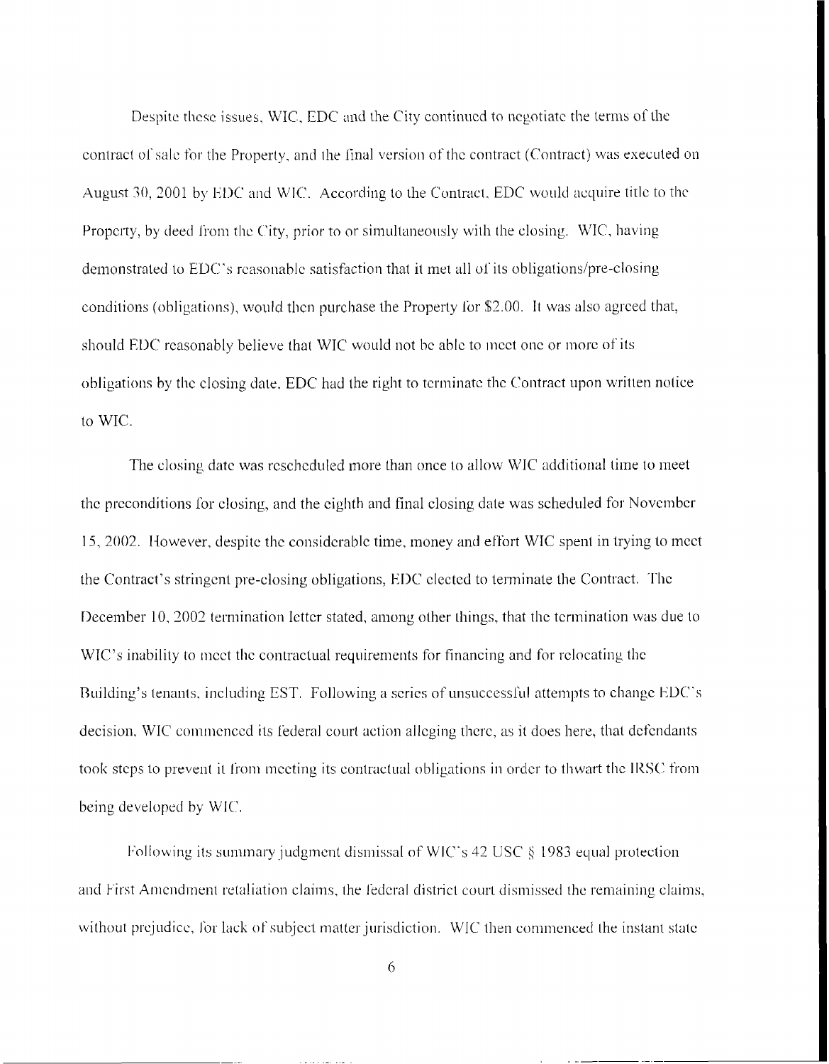Despite these issues, WIC, EDC and the City continued to negotiate the terms of the contract of sale for the Property, and the final version of the contract (Contract) was executed on August 30, 2001 by EDC and WIC. According to the Contract, EDC would acquire title to the Property, by deed from the City, prior to or simultaneously with the closing. WIC, having demonstrated to EDC's reasonable satisfaction that it met all of its obligations/pre-closing conditions (obligations), would then purchase the Property for $2.00. It was also agreed that, should EDC reasonably believe that WIC would not be able to meet one or more of its obligations by the closing date, EDC had the right to terminate the Contract upon written notice to WIC.

The closing date was rescheduled more than once to allow WIC additional time to meet the preconditions for closing, and the eighth and final closing date was scheduled for November 15, 2002. However, despite the considerable time, money and effort WIC spent in trying to meet the Contract's stringent pre-closing obligations, EDC elected to terminate the Contract. The December 10, 2002 termination letter stated, among other things, that the termination was due to WIC's inability to meet the contractual requirements for financing and for relocating the Building's tenants, including EST. Following a series of unsuccessful attempts to change EDC's decision, WIC commenced its federal court action alleging there, as it does here, that defendants took steps to prevent it from meeting its contractual obligations in order to thwart the IRSC from being developed by WIC.

Following its summary judgment dismissal of WIC's 42 USC § 1983 equal protection and First Amendment retaliation claims, the federal district court dismissed the remaining claims, without prejudice, for lack of subject matter jurisdiction. WIC then commenced the instant state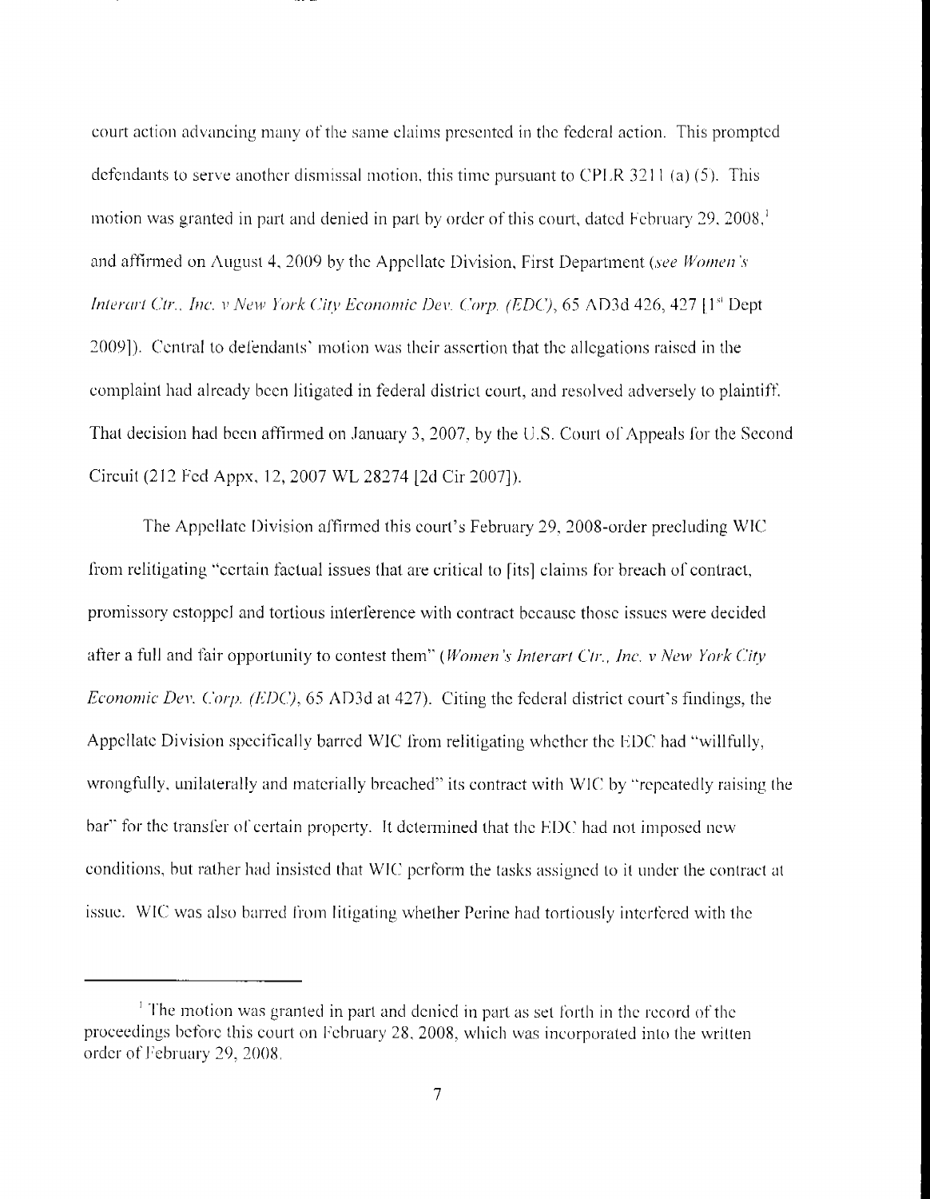court action advancing many of the same claims presented in the federal action. This prompted defendants to serve another dismissal motion, this time pursuant to CPLR 3211 (a) (5). This motion was granted in part and denied in part by order of this court, dated February 29, 2008,[1] and affirmed on August 4, 2009 by the Appellate Division, First Department (*see Women's Interart Ctr., Inc. v New York City Economic Dev. Corp. (EDC)*, 65 AD3d 426, 427 [1st Dept 2009]). Central to defendants' motion was their assertion that the allegations raised in the complaint had already been litigated in federal district court, and resolved adversely to plaintiff. That decision had been affirmed on January 3, 2007, by the U.S. Court of Appeals for the Second Circuit (212 Fed Appx, 12, 2007 WL 28274 [2d Cir 2007]).

The Appellate Division affirmed this court's February 29, 2008-order precluding WIC from relitigating "certain factual issues that are critical to [its] claims for breach of contract, promissory estoppel and tortious interference with contract because those issues were decided after a full and fair opportunity to contest them" (*Women's Interart Ctr., Inc. v New York City Economic Dev. Corp. (EDC)*, 65 AD3d at 427). Citing the federal district court's findings, the Appellate Division specifically barred WIC from relitigating whether the EDC had "willfully, wrongfully, unilaterally and materially breached" its contract with WIC by "repeatedly raising the bar" for the transfer of certain property. It determined that the EDC had not imposed new conditions, but rather had insisted that WIC perform the tasks assigned to it under the contract at issue. WIC was also barred from litigating whether Perine had tortiously interfered with the

[1] The motion was granted in part and denied in part as set forth in the record of the proceedings before this court on February 28, 2008, which was incorporated into the written order of February 29, 2008.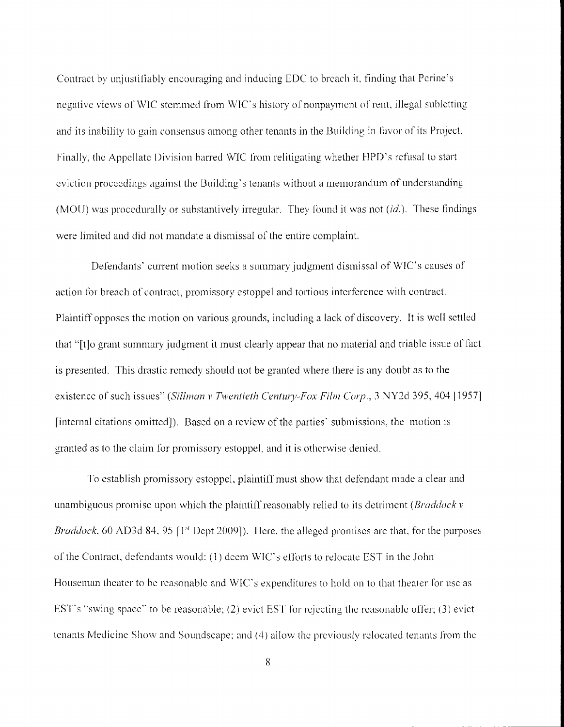Contract by unjustifiably encouraging and inducing EDC to breach it, finding that Perine's negative views of WIC stemmed from WIC's history of nonpayment of rent, illegal subletting and its inability to gain consensus among other tenants in the Building in favor of its Project. Finally, the Appellate Division barred WIC from relitigating whether HPD's refusal to start eviction proceedings against the Building's tenants without a memorandum of understanding (MOU) was procedurally or substantively irregular. They found it was not (*id.*). These findings were limited and did not mandate a dismissal of the entire complaint.

Defendants' current motion seeks a summary judgment dismissal of WIC's causes of action for breach of contract, promissory estoppel and tortious interference with contract. Plaintiff opposes the motion on various grounds, including a lack of discovery. It is well settled that "[t]o grant summary judgment it must clearly appear that no material and triable issue of fact is presented. This drastic remedy should not be granted where there is any doubt as to the existence of such issues" (*Sillman v Twentieth Century-Fox Film Corp.*, 3 NY2d 395, 404 [1957] [internal citations omitted]). Based on a review of the parties' submissions, the motion is granted as to the claim for promissory estoppel, and it is otherwise denied.

To establish promissory estoppel, plaintiff must show that defendant made a clear and unambiguous promise upon which the plaintiff reasonably relied to its detriment (*Braddock v Braddock*, 60 AD3d 84, 95 [1st Dept 2009]). Here, the alleged promises are that, for the purposes of the Contract, defendants would: (1) deem WIC's efforts to relocate EST in the John Houseman theater to be reasonable and WIC's expenditures to hold on to that theater for use as EST's "swing space" to be reasonable; (2) evict EST for rejecting the reasonable offer; (3) evict tenants Medicine Show and Soundscape; and (4) allow the previously relocated tenants from the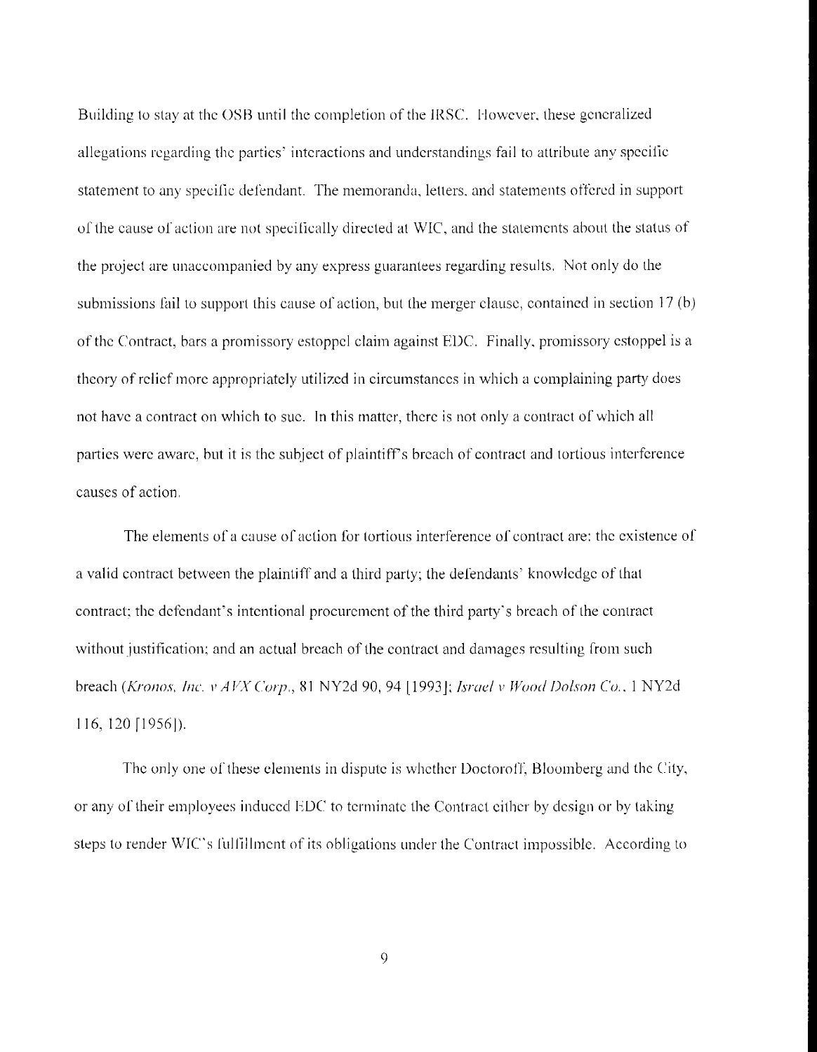Building to stay at the OSB until the completion of the IRSC. However, these generalized allegations regarding the parties' interactions and understandings fail to attribute any specific statement to any specific defendant. The memoranda, letters, and statements offered in support of the cause of action are not specifically directed at WIC, and the statements about the status of the project are unaccompanied by any express guarantees regarding results. Not only do the submissions fail to support this cause of action, but the merger clause, contained in section 17 (b) of the Contract, bars a promissory estoppel claim against EDC. Finally, promissory estoppel is a theory of relief more appropriately utilized in circumstances in which a complaining party does not have a contract on which to sue. In this matter, there is not only a contract of which all parties were aware, but it is the subject of plaintiff's breach of contract and tortious interference causes of action.

The elements of a cause of action for tortious interference of contract are: the existence of a valid contract between the plaintiff and a third party; the defendants' knowledge of that contract; the defendant's intentional procurement of the third party's breach of the contract without justification; and an actual breach of the contract and damages resulting from such breach (*Kronos, Inc. v AVX Corp.*, 81 NY2d 90, 94 [1993]; *Israel v Wood Dolson Co.*, 1 NY2d 116, 120 [1956]).

The only one of these elements in dispute is whether Doctoroff, Bloomberg and the City, or any of their employees induced EDC to terminate the Contract either by design or by taking steps to render WIC's fulfillment of its obligations under the Contract impossible. According to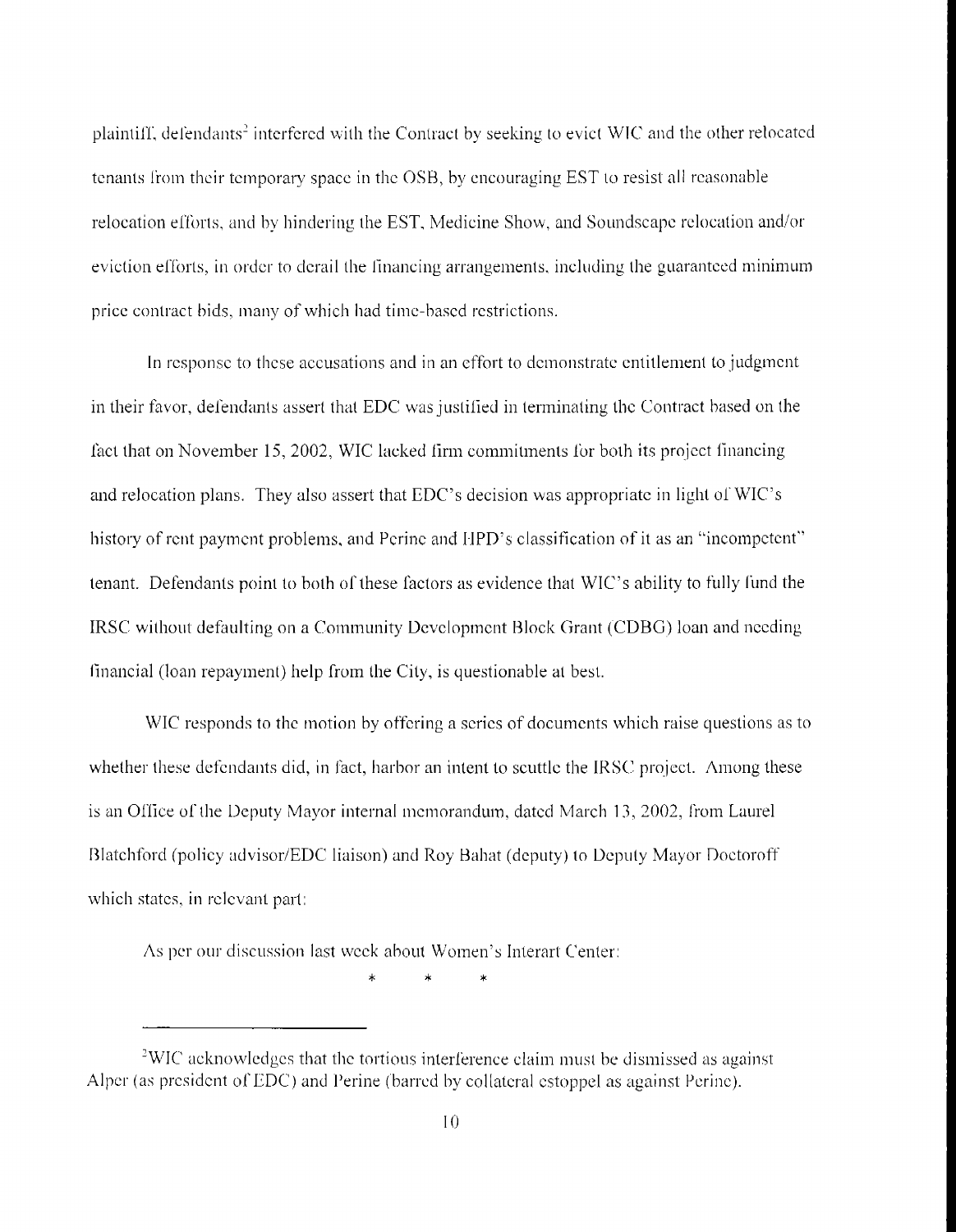plaintiff, defendants[2] interfered with the Contract by seeking to evict WIC and the other relocated tenants from their temporary space in the OSB, by encouraging EST to resist all reasonable relocation efforts, and by hindering the EST, Medicine Show, and Soundscape relocation and/or eviction efforts, in order to derail the financing arrangements, including the guaranteed minimum price contract bids, many of which had time-based restrictions.

In response to these accusations and in an effort to demonstrate entitlement to judgment in their favor, defendants assert that EDC was justified in terminating the Contract based on the fact that on November 15, 2002, WIC lacked firm commitments for both its project financing and relocation plans. They also assert that EDC's decision was appropriate in light of WIC's history of rent payment problems, and Perine and HPD's classification of it as an "incompetent" tenant. Defendants point to both of these factors as evidence that WIC's ability to fully fund the IRSC without defaulting on a Community Development Block Grant (CDBG) loan and needing financial (loan repayment) help from the City, is questionable at best.

WIC responds to the motion by offering a series of documents which raise questions as to whether these defendants did, in fact, harbor an intent to scuttle the IRSC project. Among these is an Office of the Deputy Mayor internal memorandum, dated March 13, 2002, from Laurel Blatchford (policy advisor/EDC liaison) and Roy Bahat (deputy) to Deputy Mayor Doctoroff which states, in relevant part:

> As per our discussion last week about Women's Interart Center:
>
> \* \* \*

[2] WIC acknowledges that the tortious interference claim must be dismissed as against Alper (as president of EDC) and Perine (barred by collateral estoppel as against Perine).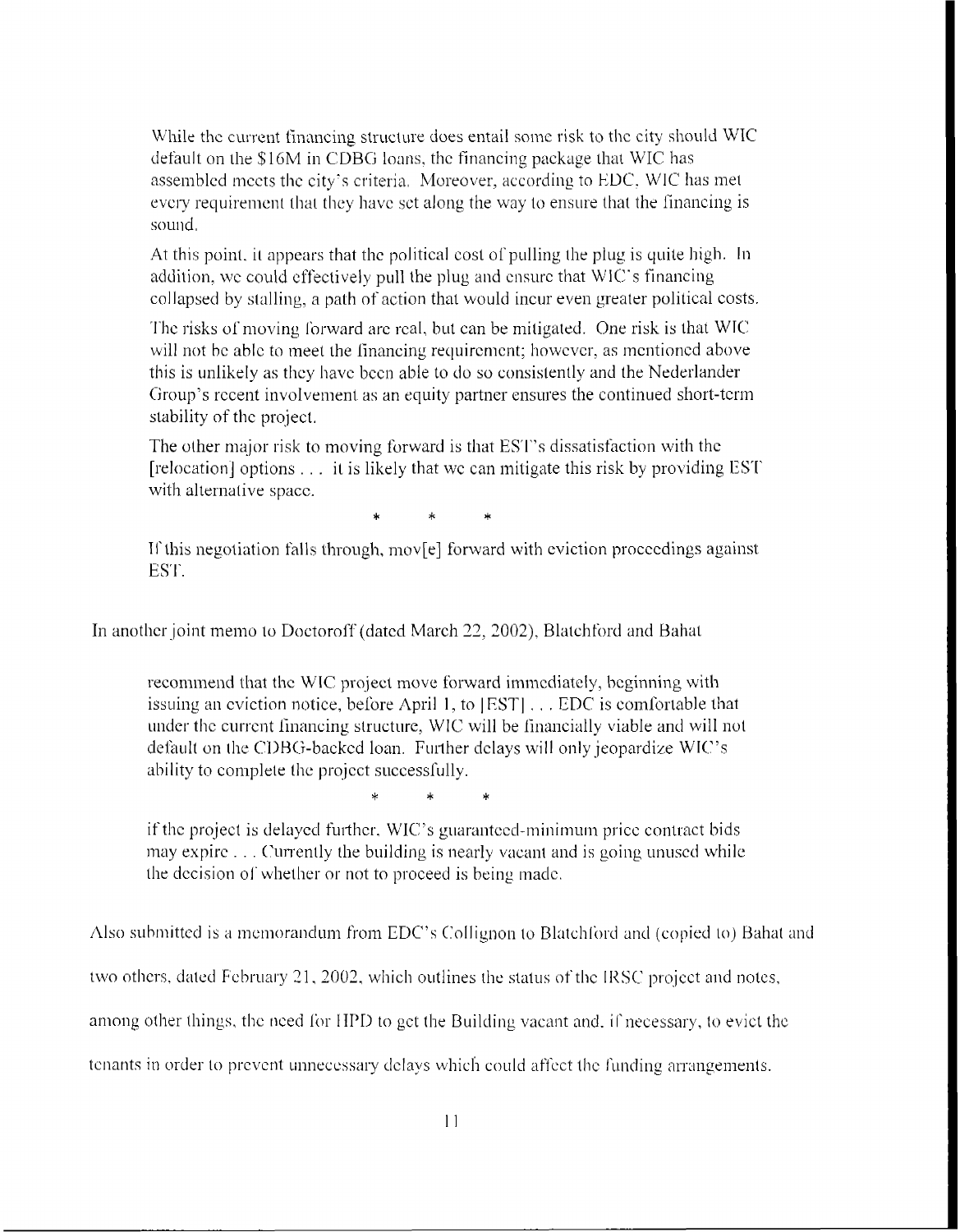> While the current financing structure does entail some risk to the city should WIC default on the $16M in CDBG loans, the financing package that WIC has assembled meets the city's criteria. Moreover, according to EDC, WIC has met every requirement that they have set along the way to ensure that the financing is sound.
>
> At this point, it appears that the political cost of pulling the plug is quite high. In addition, we could effectively pull the plug and ensure that WIC's financing collapsed by stalling, a path of action that would incur even greater political costs.
>
> The risks of moving forward are real, but can be mitigated. One risk is that WIC will not be able to meet the financing requirement; however, as mentioned above this is unlikely as they have been able to do so consistently and the Nederlander Group's recent involvement as an equity partner ensures the continued short-term stability of the project.
>
> The other major risk to moving forward is that EST's dissatisfaction with the [relocation] options . . . it is likely that we can mitigate this risk by providing EST with alternative space.
>
> \* \* \*
>
> If this negotiation falls through, mov[e] forward with eviction proceedings against EST.

In another joint memo to Doctoroff (dated March 22, 2002), Blatchford and Bahat

> recommend that the WIC project move forward immediately, beginning with issuing an eviction notice, before April 1, to [EST] . . . EDC is comfortable that under the current financing structure, WIC will be financially viable and will not default on the CDBG-backed loan. Further delays will only jeopardize WIC's ability to complete the project successfully.
>
> \* \* \*
>
> if the project is delayed further, WIC's guaranteed-minimum price contract bids may expire . . . Currently the building is nearly vacant and is going unused while the decision of whether or not to proceed is being made.

Also submitted is a memorandum from EDC's Collignon to Blatchford and (copied to) Bahat and two others, dated February 21, 2002, which outlines the status of the IRSC project and notes, among other things, the need for HPD to get the Building vacant and, if necessary, to evict the tenants in order to prevent unnecessary delays which could affect the funding arrangements.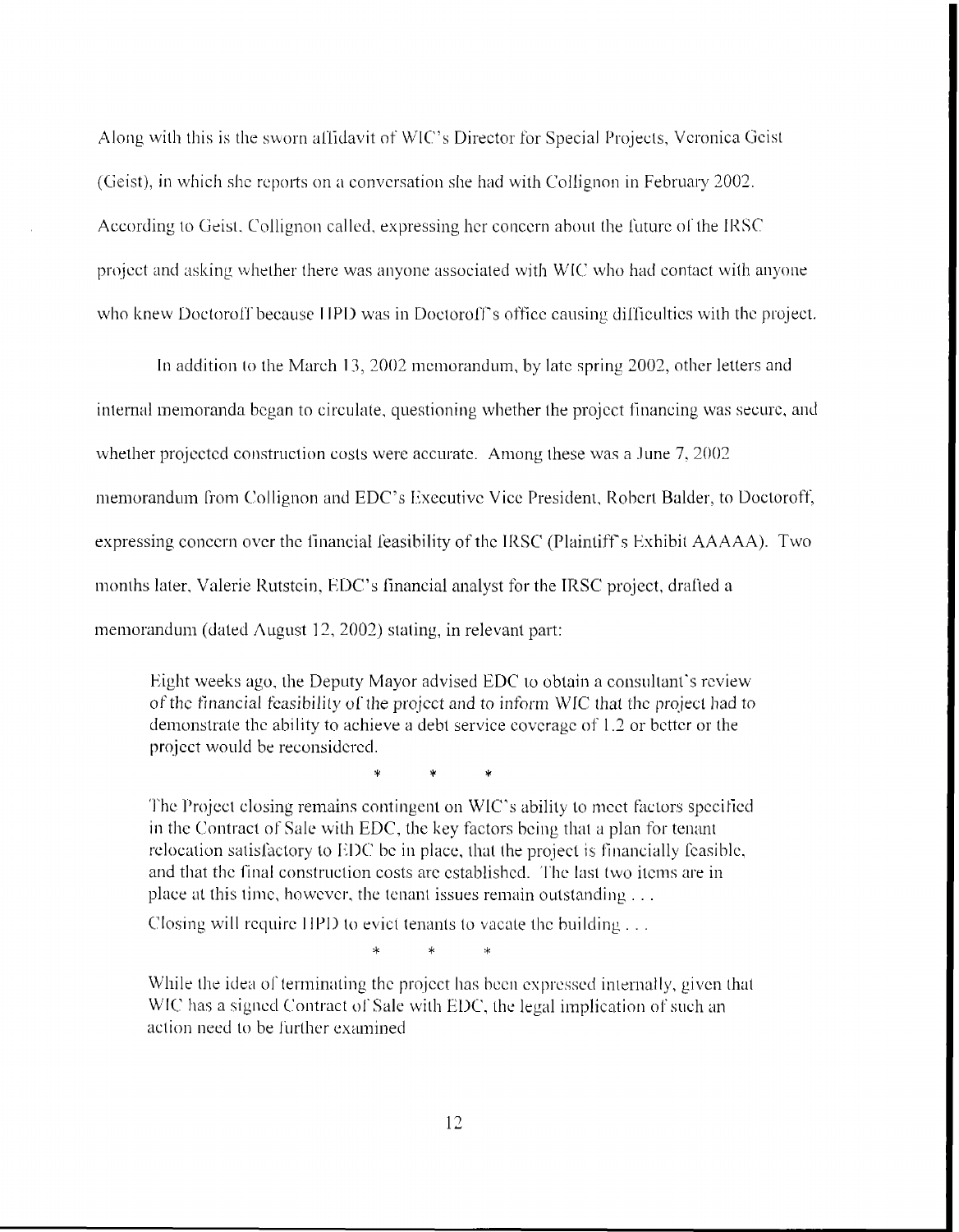Along with this is the sworn affidavit of WIC's Director for Special Projects, Veronica Geist (Geist), in which she reports on a conversation she had with Collignon in February 2002. According to Geist, Collignon called, expressing her concern about the future of the IRSC project and asking whether there was anyone associated with WIC who had contact with anyone who knew Doctoroff because HPD was in Doctoroff's office causing difficulties with the project.

In addition to the March 13, 2002 memorandum, by late spring 2002, other letters and internal memoranda began to circulate, questioning whether the project financing was secure, and whether projected construction costs were accurate. Among these was a June 7, 2002 memorandum from Collignon and EDC's Executive Vice President, Robert Balder, to Doctoroff, expressing concern over the financial feasibility of the IRSC (Plaintiff's Exhibit AAAAA). Two months later, Valerie Rutstein, EDC's financial analyst for the IRSC project, drafted a memorandum (dated August 12, 2002) stating, in relevant part:

> Eight weeks ago, the Deputy Mayor advised EDC to obtain a consultant's review of the financial feasibility of the project and to inform WIC that the project had to demonstrate the ability to achieve a debt service coverage of 1.2 or better or the project would be reconsidered.
>
> \* \* \*
>
> The Project closing remains contingent on WIC's ability to meet factors specified in the Contract of Sale with EDC, the key factors being that a plan for tenant relocation satisfactory to EDC be in place, that the project is financially feasible, and that the final construction costs are established. The last two items are in place at this time, however, the tenant issues remain outstanding . . .
>
> Closing will require HPD to evict tenants to vacate the building . . .
>
> \* \* \*
>
> While the idea of terminating the project has been expressed internally, given that WIC has a signed Contract of Sale with EDC, the legal implication of such an action need to be further examined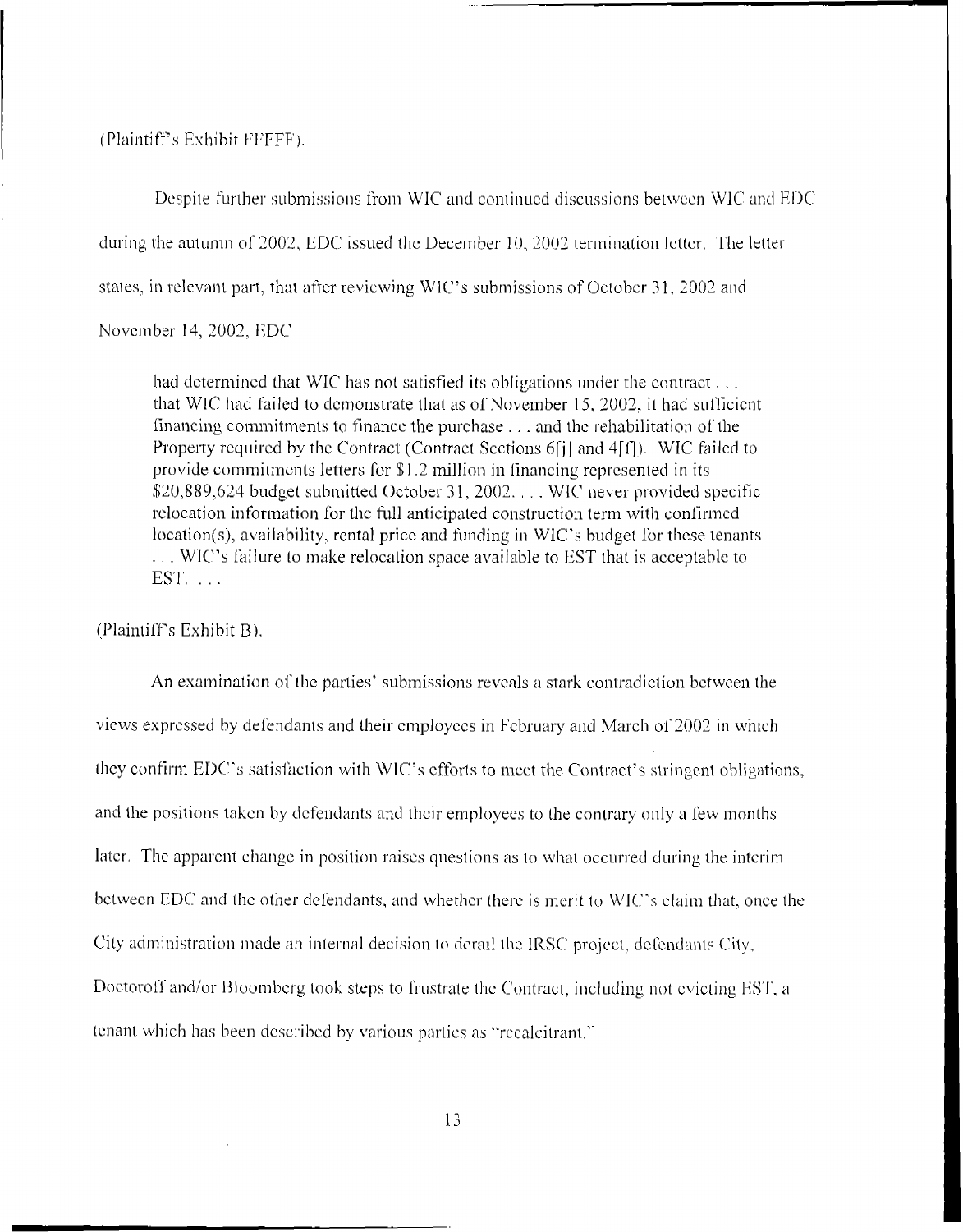(Plaintiff's Exhibit FFFFF).

Despite further submissions from WIC and continued discussions between WIC and EDC during the autumn of 2002, EDC issued the December 10, 2002 termination letter. The letter states, in relevant part, that after reviewing WIC's submissions of October 31, 2002 and November 14, 2002, EDC

> had determined that WIC has not satisfied its obligations under the contract . . . that WIC had failed to demonstrate that as of November 15, 2002, it had sufficient financing commitments to finance the purchase . . . and the rehabilitation of the Property required by the Contract (Contract Sections 6[j] and 4[f]). WIC failed to provide commitments letters for $1.2 million in financing represented in its $20,889,624 budget submitted October 31, 2002. . . . WIC never provided specific relocation information for the full anticipated construction term with confirmed location(s), availability, rental price and funding in WIC's budget for these tenants . . . WIC's failure to make relocation space available to EST that is acceptable to EST. . . .

(Plaintiff's Exhibit B).

An examination of the parties' submissions reveals a stark contradiction between the views expressed by defendants and their employees in February and March of 2002 in which they confirm EDC's satisfaction with WIC's efforts to meet the Contract's stringent obligations, and the positions taken by defendants and their employees to the contrary only a few months later. The apparent change in position raises questions as to what occurred during the interim between EDC and the other defendants, and whether there is merit to WIC's claim that, once the City administration made an internal decision to derail the IRSC project, defendants City, Doctoroff and/or Bloomberg took steps to frustrate the Contract, including not evicting EST, a tenant which has been described by various parties as "recalcitrant."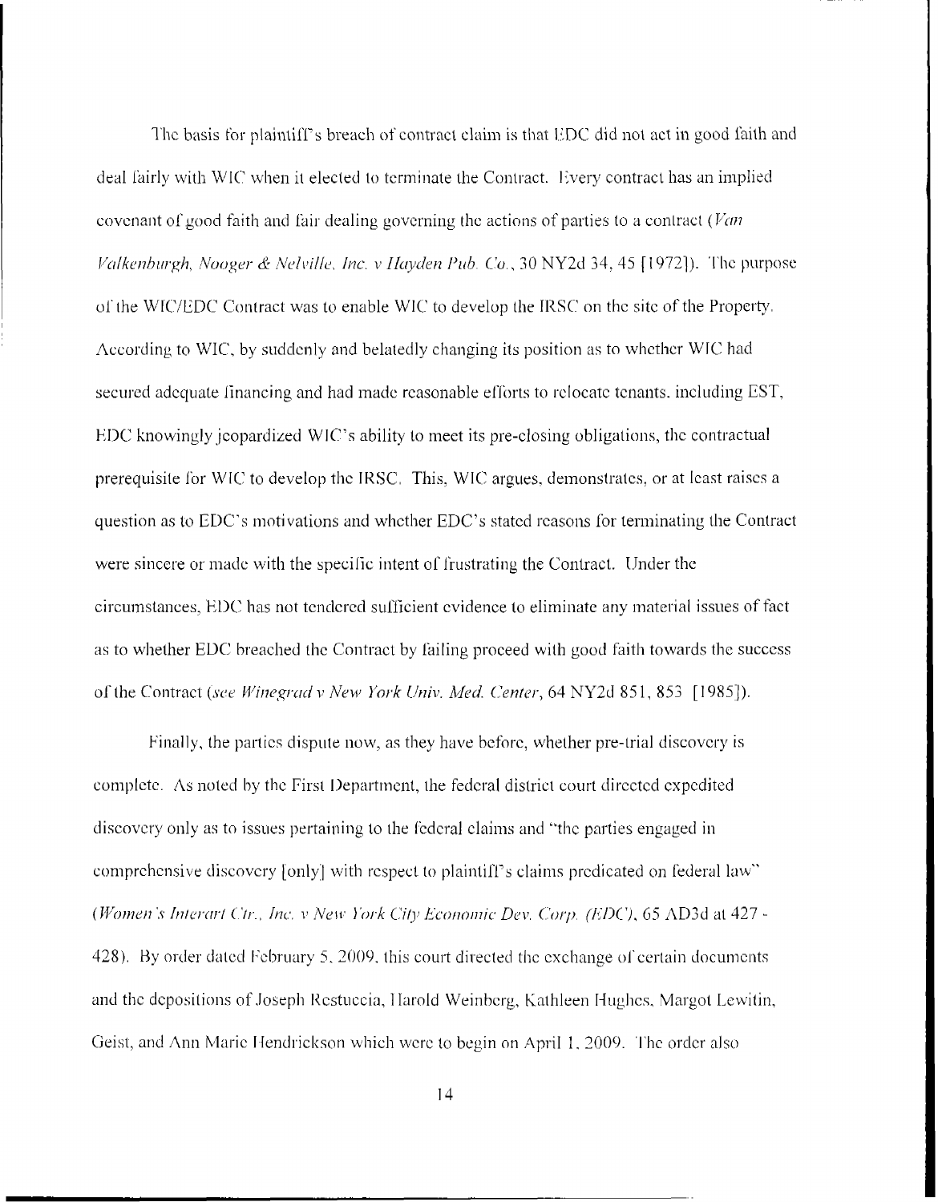The basis for plaintiff's breach of contract claim is that EDC did not act in good faith and deal fairly with WIC when it elected to terminate the Contract. Every contract has an implied covenant of good faith and fair dealing governing the actions of parties to a contract (*Van Valkenburgh, Nooger & Nelville, Inc. v Hayden Pub. Co.*, 30 NY2d 34, 45 [1972]). The purpose of the WIC/EDC Contract was to enable WIC to develop the IRSC on the site of the Property. According to WIC, by suddenly and belatedly changing its position as to whether WIC had secured adequate financing and had made reasonable efforts to relocate tenants, including EST, EDC knowingly jeopardized WIC's ability to meet its pre-closing obligations, the contractual prerequisite for WIC to develop the IRSC. This, WIC argues, demonstrates, or at least raises a question as to EDC's motivations and whether EDC's stated reasons for terminating the Contract were sincere or made with the specific intent of frustrating the Contract. Under the circumstances, EDC has not tendered sufficient evidence to eliminate any material issues of fact as to whether EDC breached the Contract by failing proceed with good faith towards the success of the Contract (*see Winegrad v New York Univ. Med. Center*, 64 NY2d 851, 853 [1985]).

Finally, the parties dispute now, as they have before, whether pre-trial discovery is complete. As noted by the First Department, the federal district court directed expedited discovery only as to issues pertaining to the federal claims and "the parties engaged in comprehensive discovery [only] with respect to plaintiff's claims predicated on federal law" (*Women's Interart Ctr., Inc. v New York City Economic Dev. Corp. (EDC)*, 65 AD3d at 427 - 428). By order dated February 5, 2009, this court directed the exchange of certain documents and the depositions of Joseph Restuccia, Harold Weinberg, Kathleen Hughes, Margot Lewitin, Geist, and Ann Marie Hendrickson which were to begin on April 1, 2009. The order also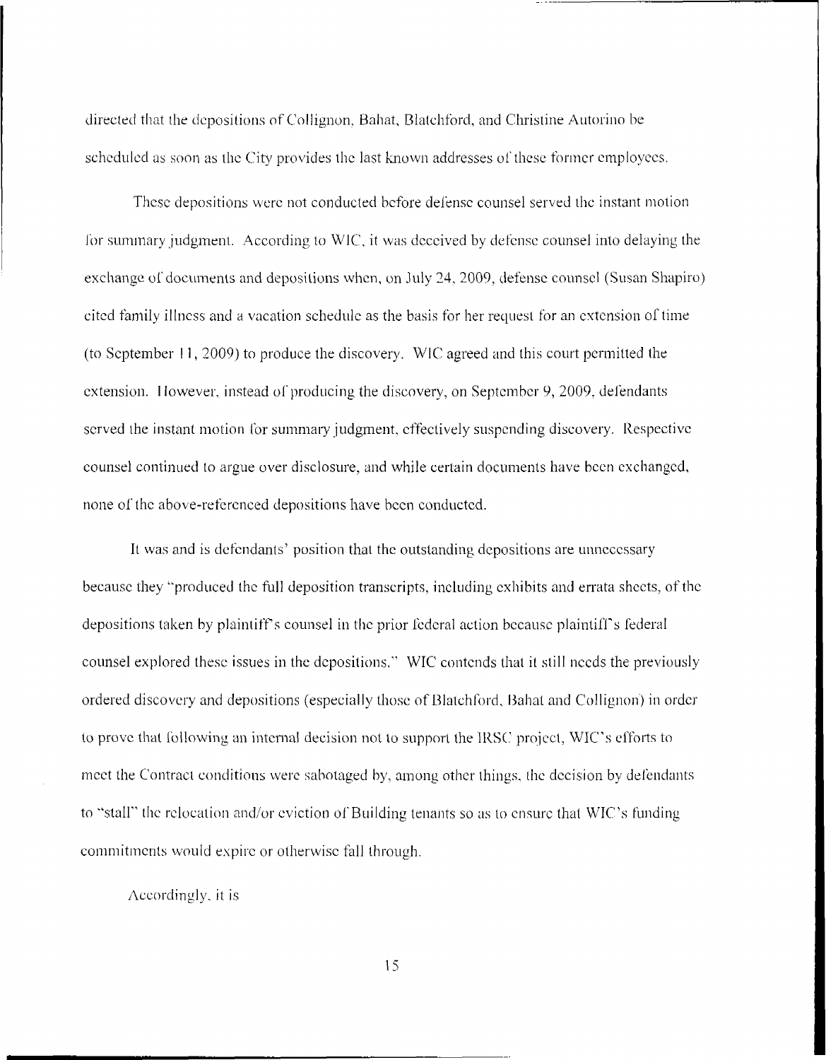directed that the depositions of Collignon, Bahat, Blatchford, and Christine Autorino be scheduled as soon as the City provides the last known addresses of these former employees.

These depositions were not conducted before defense counsel served the instant motion for summary judgment. According to WIC, it was deceived by defense counsel into delaying the exchange of documents and depositions when, on July 24, 2009, defense counsel (Susan Shapiro) cited family illness and a vacation schedule as the basis for her request for an extension of time (to September 11, 2009) to produce the discovery. WIC agreed and this court permitted the extension. However, instead of producing the discovery, on September 9, 2009, defendants served the instant motion for summary judgment, effectively suspending discovery. Respective counsel continued to argue over disclosure, and while certain documents have been exchanged, none of the above-referenced depositions have been conducted.

It was and is defendants' position that the outstanding depositions are unnecessary because they "produced the full deposition transcripts, including exhibits and errata sheets, of the depositions taken by plaintiff's counsel in the prior federal action because plaintiff's federal counsel explored these issues in the depositions." WIC contends that it still needs the previously ordered discovery and depositions (especially those of Blatchford, Bahat and Collignon) in order to prove that following an internal decision not to support the IRSC project, WIC's efforts to meet the Contract conditions were sabotaged by, among other things, the decision by defendants to "stall" the relocation and/or eviction of Building tenants so as to ensure that WIC's funding commitments would expire or otherwise fall through.

Accordingly, it is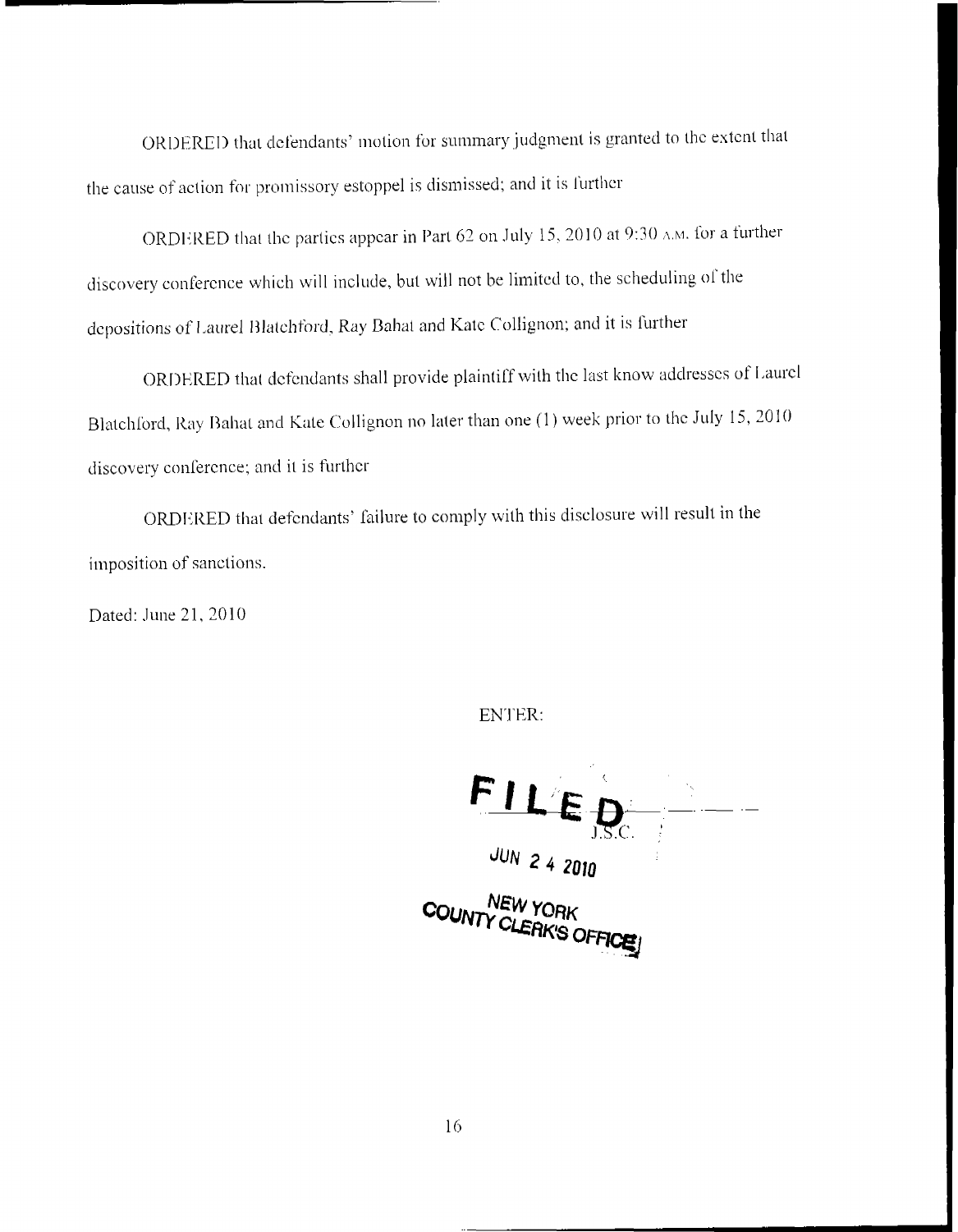ORDERED that defendants' motion for summary judgment is granted to the extent that the cause of action for promissory estoppel is dismissed; and it is further

ORDERED that the parties appear in Part 62 on July 15, 2010 at 9:30 A.M. for a further discovery conference which will include, but will not be limited to, the scheduling of the depositions of Laurel Blatchford, Ray Bahat and Kate Collignon; and it is further

ORDERED that defendants shall provide plaintiff with the last know addresses of Laurel Blatchford, Ray Bahat and Kate Collignon no later than one (1) week prior to the July 15, 2010 discovery conference; and it is further

ORDERED that defendants' failure to comply with this disclosure will result in the imposition of sanctions.

Dated: June 21, 2010

ENTER:

FILED

J.S.C.

JUN 24 2010

NEW YORK COUNTY CLERK'S OFFICE